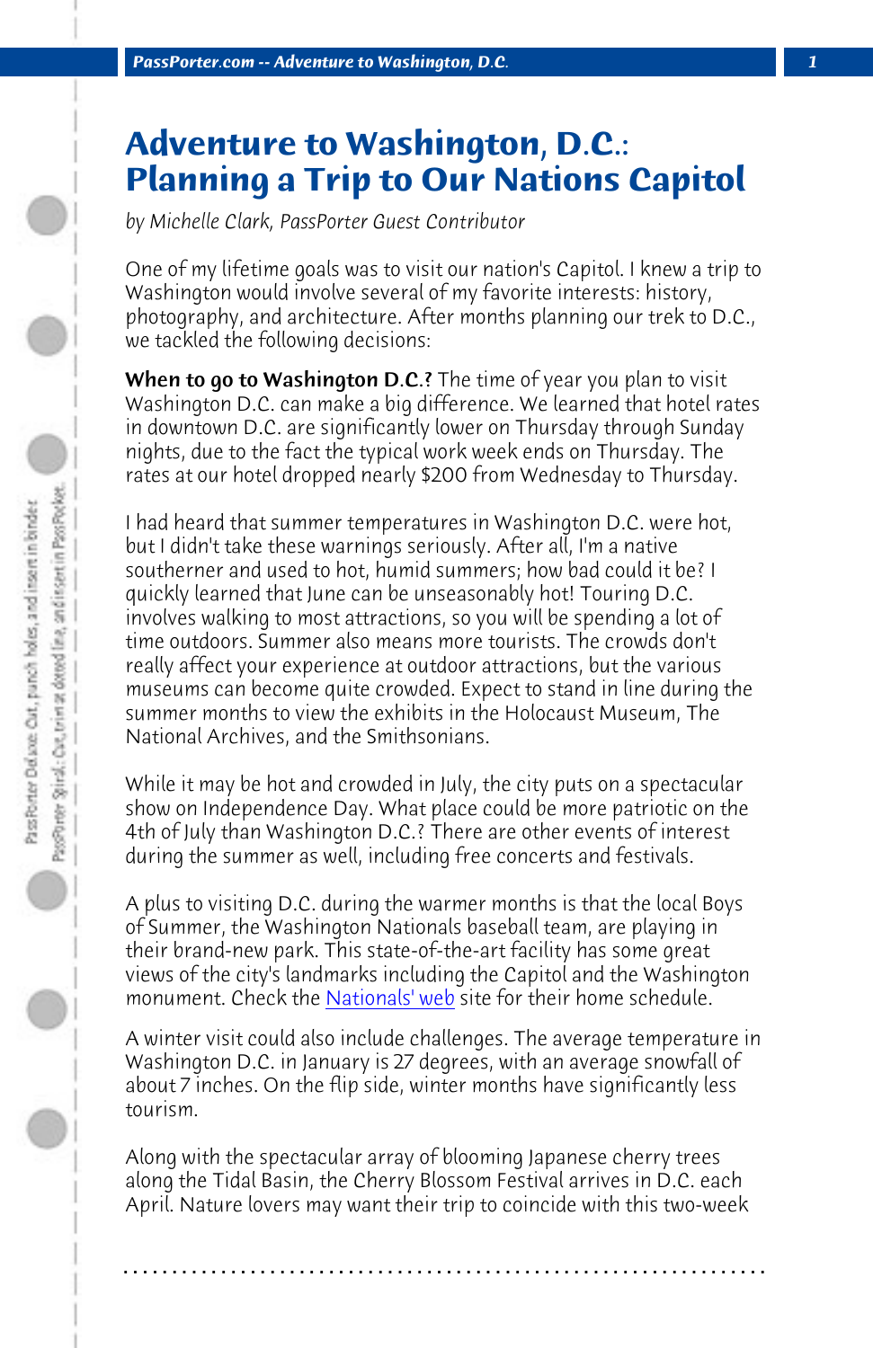# Adventure to Washington, D.C.: Planning a Trip to Our Nations Capitol

*by Michelle Clark, PassPorter Guest Contributor*

One of my lifetime goals was to visit our nation's Capitol. I knew a trip to Washington would involve several of my favorite interests: history, photography, and architecture. After months planning our trek to D.C., we tackled the following decisions:

**When to go to Washington D.C.?** The time of year you plan to visit Washington D.C. can make a big difference. We learned that hotel rates in downtown D.C. are significantly lower on Thursday through Sunday nights, due to the fact the typical work week ends on Thursday. The rates at our hotel dropped nearly $200 from Wednesday to Thursday.

I had heard that summer temperatures in Washington D.C. were hot, but I didn't take these warnings seriously. After all, I'm a native southerner and used to hot, humid summers; how bad could it be? I quickly learned that June can be unseasonably hot! Touring D.C. involves walking to most attractions, so you will be spending a lot of time outdoors. Summer also means more tourists. The crowds don't really affect your experience at outdoor attractions, but the various museums can become quite crowded. Expect to stand in line during the summer months to view the exhibits in the Holocaust Museum, The National Archives, and the Smithsonians.

While it may be hot and crowded in July, the city puts on a spectacular show on Independence Day. What place could be more patriotic on the 4th of July than Washington D.C.? There are other events of interest during the summer as well, including free concerts and festivals.

A plus to visiting D.C. during the warmer months is that the local Boys of Summer, the Washington Nationals baseball team, are playing in their brand-new park. This state-of-the-art facility has some great views of the city's landmarks including the Capitol and the Washington monument. Check the Nationals' web site for their home schedule.

A winter visit could also include challenges. The average temperature in Washington D.C. in January is 27 degrees, with an average snowfall of about 7 inches. On the flip side, winter months have significantly less tourism.

Along with the spectacular array of blooming Japanese cherry trees along the Tidal Basin, the Cherry Blossom Festival arrives in D.C. each April. Nature lovers may want their trip to coincide with this two-week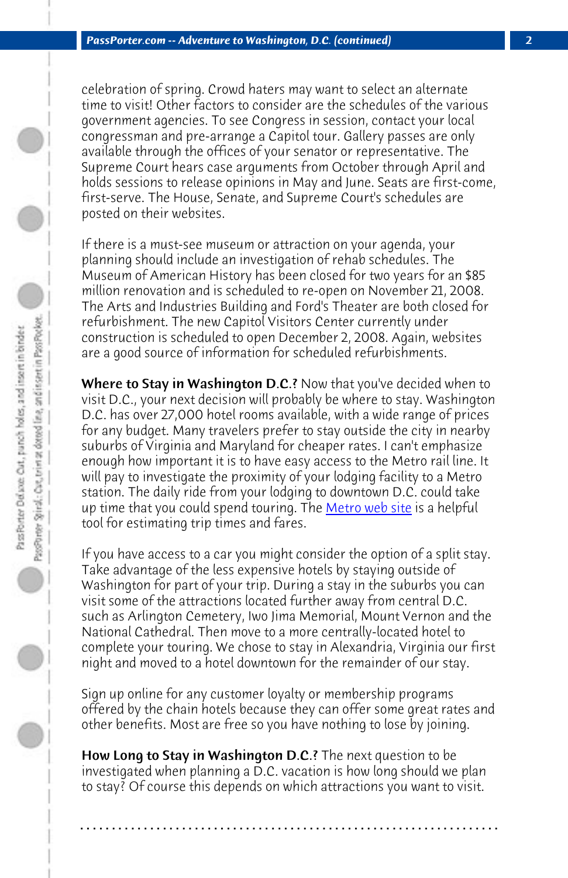celebration of spring. Crowd haters may want to select an alternate time to visit! Other factors to consider are the schedules of the various government agencies. To see Congress in session, contact your local congressman and pre-arrange a Capitol tour. Gallery passes are only available through the offices of your senator or representative. The Supreme Court hears case arguments from October through April and holds sessions to release opinions in May and June. Seats are first-come, first-serve. The House, Senate, and Supreme Court's schedules are posted on their websites.

If there is a must-see museum or attraction on your agenda, your planning should include an investigation of rehab schedules. The Museum of American History has been closed for two years for an $85 million renovation and is scheduled to re-open on November 21, 2008. The Arts and Industries Building and Ford's Theater are both closed for refurbishment. The new Capitol Visitors Center currently under construction is scheduled to open December 2, 2008. Again, websites are a good source of information for scheduled refurbishments.

**Where to Stay in Washington D.C.?** Now that you've decided when to visit D.C., your next decision will probably be where to stay. Washington D.C. has over 27,000 hotel rooms available, with a wide range of prices for any budget. Many travelers prefer to stay outside the city in nearby suburbs of Virginia and Maryland for cheaper rates. I can't emphasize enough how important it is to have easy access to the Metro rail line. It will pay to investigate the proximity of your lodging facility to a Metro station. The daily ride from your lodging to downtown D.C. could take up time that you could spend touring. The Metro web site is a helpful tool for estimating trip times and fares.

If you have access to a car you might consider the option of a split stay. Take advantage of the less expensive hotels by staying outside of Washington for part of your trip. During a stay in the suburbs you can visit some of the attractions located further away from central D.C. such as Arlington Cemetery, Iwo Jima Memorial, Mount Vernon and the National Cathedral. Then move to a more centrally-located hotel to complete your touring. We chose to stay in Alexandria, Virginia our first night and moved to a hotel downtown for the remainder of our stay.

Sign up online for any customer loyalty or membership programs offered by the chain hotels because they can offer some great rates and other benefits. Most are free so you have nothing to lose by joining.

**How Long to Stay in Washington D.C.?** The next question to be investigated when planning a D.C. vacation is how long should we plan to stay? Of course this depends on which attractions you want to visit.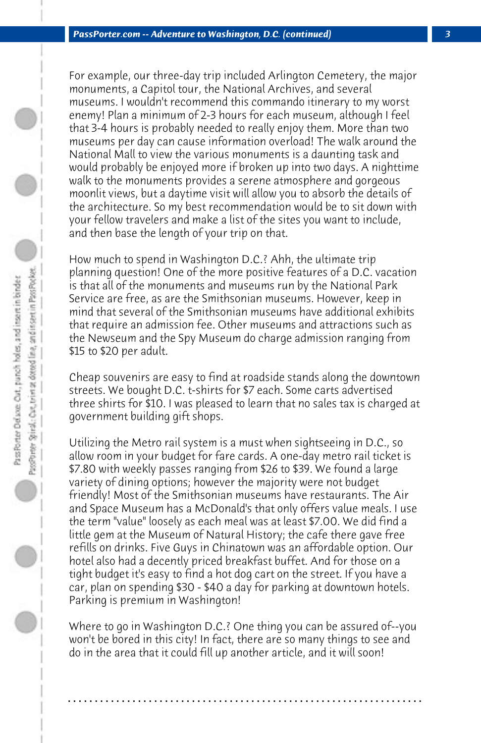For example, our three-day trip included Arlington Cemetery, the major monuments, a Capitol tour, the National Archives, and several museums. I wouldn't recommend this commando itinerary to my worst enemy! Plan a minimum of 2-3 hours for each museum, although I feel that 3-4 hours is probably needed to really enjoy them. More than two museums per day can cause information overload! The walk around the National Mall to view the various monuments is a daunting task and would probably be enjoyed more if broken up into two days. A nighttime walk to the monuments provides a serene atmosphere and gorgeous moonlit views, but a daytime visit will allow you to absorb the details of the architecture. So my best recommendation would be to sit down with your fellow travelers and make a list of the sites you want to include, and then base the length of your trip on that.

How much to spend in Washington D.C.? Ahh, the ultimate trip planning question! One of the more positive features of a D.C. vacation is that all of the monuments and museums run by the National Park Service are free, as are the Smithsonian museums. However, keep in mind that several of the Smithsonian museums have additional exhibits that require an admission fee. Other museums and attractions such as the Newseum and the Spy Museum do charge admission ranging from $15 to $20 per adult.

Cheap souvenirs are easy to find at roadside stands along the downtown streets. We bought D.C. t-shirts for $7 each. Some carts advertised three shirts for $10. I was pleased to learn that no sales tax is charged at government building gift shops.

Utilizing the Metro rail system is a must when sightseeing in D.C., so allow room in your budget for fare cards. A one-day metro rail ticket is $7.80 with weekly passes ranging from $26 to $39. We found a large variety of dining options; however the majority were not budget friendly! Most of the Smithsonian museums have restaurants. The Air and Space Museum has a McDonald's that only offers value meals. I use the term "value" loosely as each meal was at least $7.00. We did find a little gem at the Museum of Natural History; the cafe there gave free refills on drinks. Five Guys in Chinatown was an affordable option. Our hotel also had a decently priced breakfast buffet. And for those on a tight budget it's easy to find a hot dog cart on the street. If you have a car, plan on spending $30 - $40 a day for parking at downtown hotels. Parking is premium in Washington!

Where to go in Washington D.C.? One thing you can be assured of--you won't be bored in this city! In fact, there are so many things to see and do in the area that it could fill up another article, and it will soon!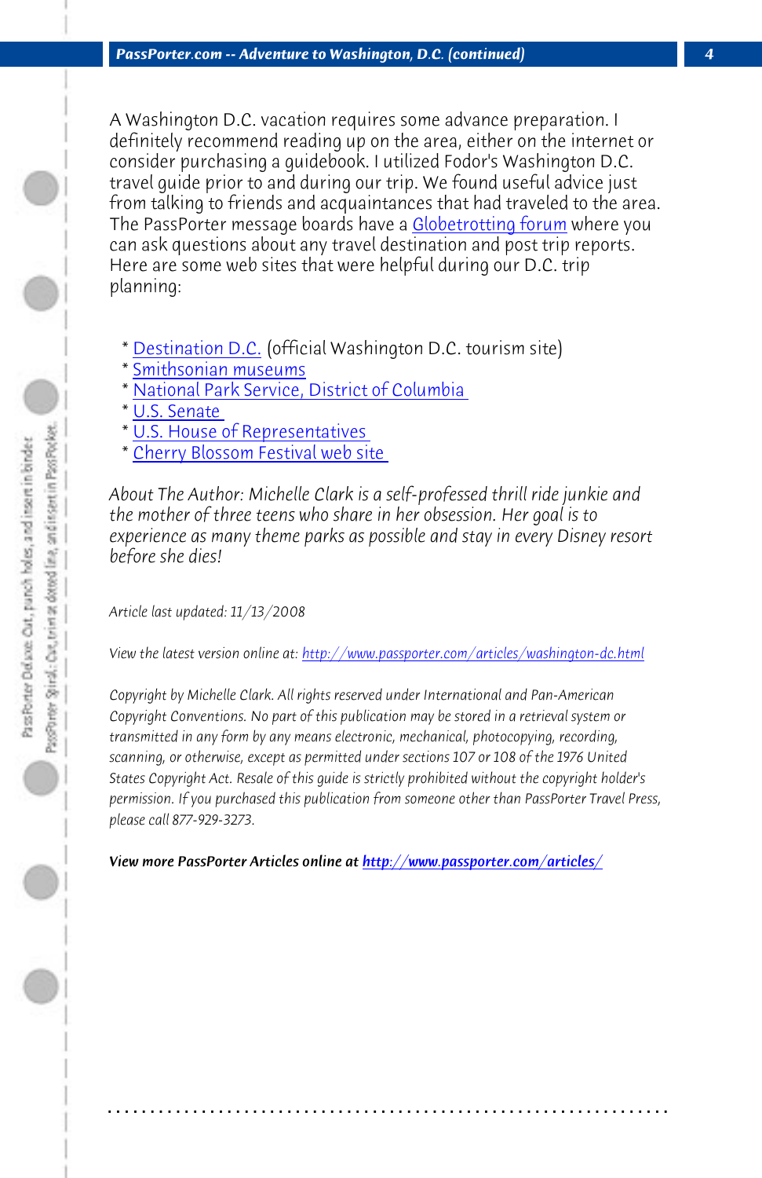A Washington D.C. vacation requires some advance preparation. I definitely recommend reading up on the area, either on the internet or consider purchasing a guidebook. I utilized Fodor's Washington D.C. travel guide prior to and during our trip. We found useful advice just from talking to friends and acquaintances that had traveled to the area. The PassPorter message boards have a Globetrotting forum where you can ask questions about any travel destination and post trip reports. Here are some web sites that were helpful during our D.C. trip planning:

* Destination D.C. (official Washington D.C. tourism site)
* Smithsonian museums
* National Park Service, District of Columbia
* U.S. Senate
* U.S. House of Representatives
* Cherry Blossom Festival web site

*About The Author: Michelle Clark is a self-professed thrill ride junkie and the mother of three teens who share in her obsession. Her goal is to experience as many theme parks as possible and stay in every Disney resort before she dies!*

*Article last updated: 11/13/2008*

*View the latest version online at: http://www.passporter.com/articles/washington-dc.html*

*Copyright by Michelle Clark. All rights reserved under International and Pan-American Copyright Conventions. No part of this publication may be stored in a retrieval system or transmitted in any form by any means electronic, mechanical, photocopying, recording, scanning, or otherwise, except as permitted under sections 107 or 108 of the 1976 United States Copyright Act. Resale of this guide is strictly prohibited without the copyright holder's permission. If you purchased this publication from someone other than PassPorter Travel Press, please call 877-929-3273.*

***View more PassPorter Articles online at http://www.passporter.com/articles/***